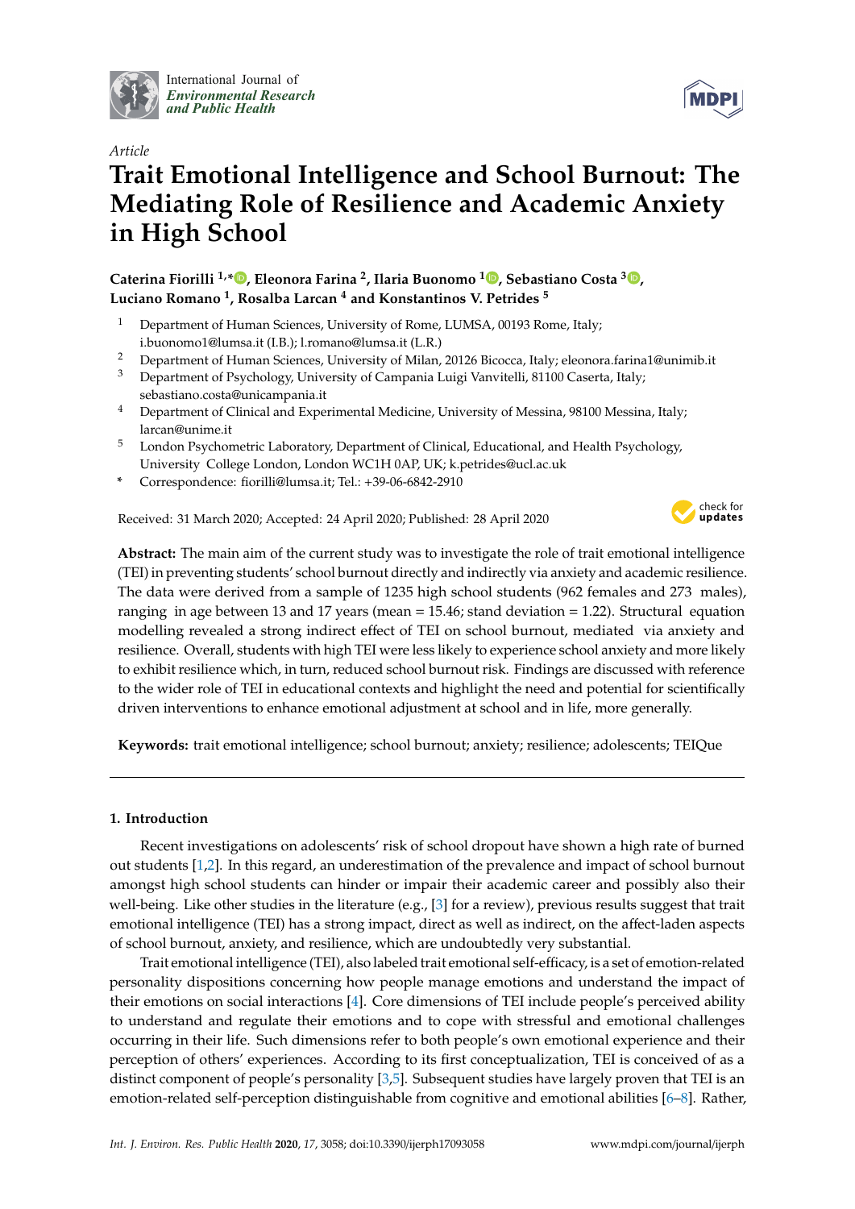*International Journal of Environmental Research and Public Health*

*Article*

# Trait Emotional Intelligence and School Burnout: The Mediating Role of Resilience and Academic Anxiety in High School

**Caterina Fiorilli [1,*], Eleonora Farina [2], Ilaria Buonomo [1], Sebastiano Costa [3], Luciano Romano [1], Rosalba Larcan [4] and Konstantinos V. Petrides [5]**

[1] Department of Human Sciences, University of Rome, LUMSA, 00193 Rome, Italy; i.buonomo1@lumsa.it (I.B.); l.romano@lumsa.it (L.R.)
[2] Department of Human Sciences, University of Milan, 20126 Bicocca, Italy; eleonora.farina1@unimib.it
[3] Department of Psychology, University of Campania Luigi Vanvitelli, 81100 Caserta, Italy; sebastiano.costa@unicampania.it
[4] Department of Clinical and Experimental Medicine, University of Messina, 98100 Messina, Italy; larcan@unime.it
[5] London Psychometric Laboratory, Department of Clinical, Educational, and Health Psychology, University College London, London WC1H 0AP, UK; k.petrides@ucl.ac.uk
[*] Correspondence: fiorilli@lumsa.it; Tel.: +39-06-6842-2910

Received: 31 March 2020; Accepted: 24 April 2020; Published: 28 April 2020

**Abstract:** The main aim of the current study was to investigate the role of trait emotional intelligence (TEI) in preventing students' school burnout directly and indirectly via anxiety and academic resilience. The data were derived from a sample of 1235 high school students (962 females and 273 males), ranging in age between 13 and 17 years (mean = 15.46; stand deviation = 1.22). Structural equation modelling revealed a strong indirect effect of TEI on school burnout, mediated via anxiety and resilience. Overall, students with high TEI were less likely to experience school anxiety and more likely to exhibit resilience which, in turn, reduced school burnout risk. Findings are discussed with reference to the wider role of TEI in educational contexts and highlight the need and potential for scientifically driven interventions to enhance emotional adjustment at school and in life, more generally.

**Keywords:** trait emotional intelligence; school burnout; anxiety; resilience; adolescents; TEIQue

## 1. Introduction

Recent investigations on adolescents' risk of school dropout have shown a high rate of burned out students [1,2]. In this regard, an underestimation of the prevalence and impact of school burnout amongst high school students can hinder or impair their academic career and possibly also their well-being. Like other studies in the literature (e.g., [3] for a review), previous results suggest that trait emotional intelligence (TEI) has a strong impact, direct as well as indirect, on the affect-laden aspects of school burnout, anxiety, and resilience, which are undoubtedly very substantial.

Trait emotional intelligence (TEI), also labeled trait emotional self-efficacy, is a set of emotion-related personality dispositions concerning how people manage emotions and understand the impact of their emotions on social interactions [4]. Core dimensions of TEI include people's perceived ability to understand and regulate their emotions and to cope with stressful and emotional challenges occurring in their life. Such dimensions refer to both people's own emotional experience and their perception of others' experiences. According to its first conceptualization, TEI is conceived of as a distinct component of people's personality [3,5]. Subsequent studies have largely proven that TEI is an emotion-related self-perception distinguishable from cognitive and emotional abilities [6–8]. Rather,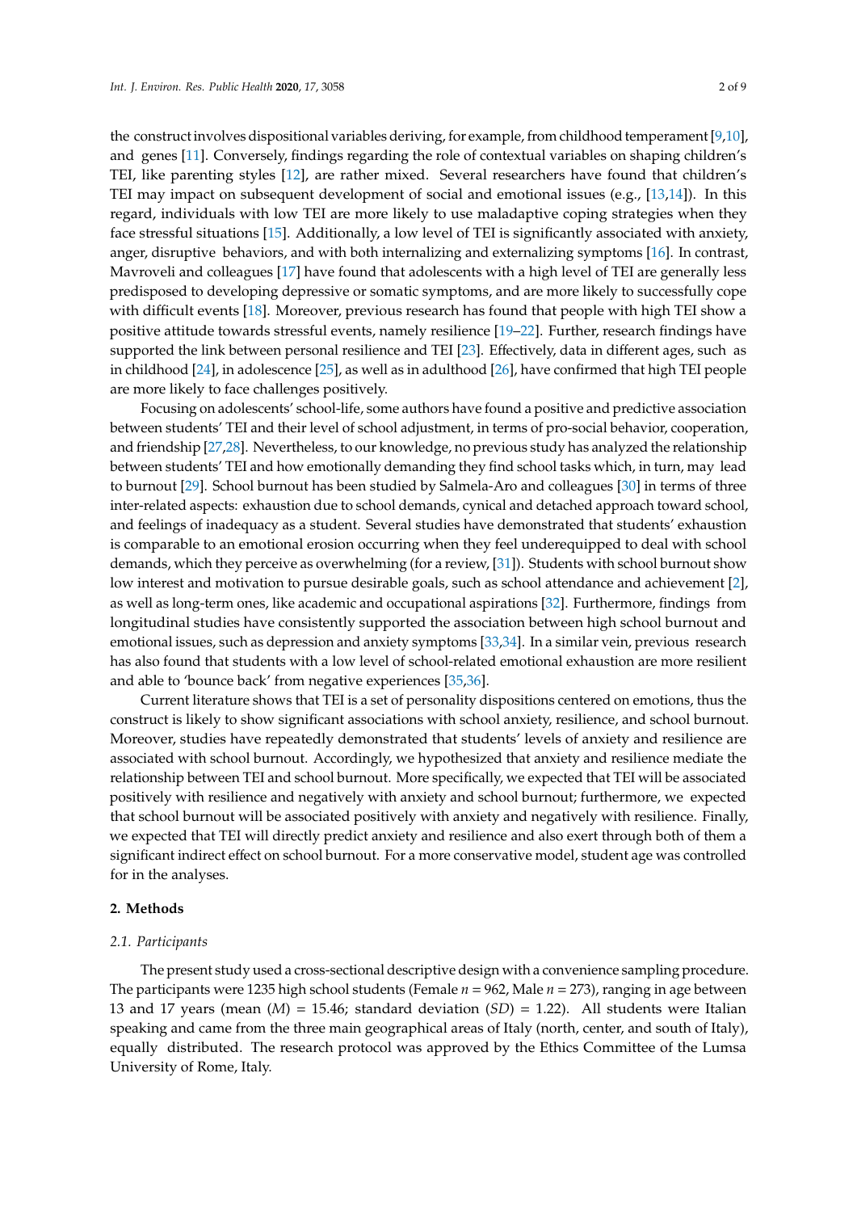the construct involves dispositional variables deriving, for example, from childhood temperament [9,10], and genes [11]. Conversely, findings regarding the role of contextual variables on shaping children's TEI, like parenting styles [12], are rather mixed. Several researchers have found that children's TEI may impact on subsequent development of social and emotional issues (e.g., [13,14]). In this regard, individuals with low TEI are more likely to use maladaptive coping strategies when they face stressful situations [15]. Additionally, a low level of TEI is significantly associated with anxiety, anger, disruptive behaviors, and with both internalizing and externalizing symptoms [16]. In contrast, Mavroveli and colleagues [17] have found that adolescents with a high level of TEI are generally less predisposed to developing depressive or somatic symptoms, and are more likely to successfully cope with difficult events [18]. Moreover, previous research has found that people with high TEI show a positive attitude towards stressful events, namely resilience [19–22]. Further, research findings have supported the link between personal resilience and TEI [23]. Effectively, data in different ages, such as in childhood [24], in adolescence [25], as well as in adulthood [26], have confirmed that high TEI people are more likely to face challenges positively.

Focusing on adolescents' school-life, some authors have found a positive and predictive association between students' TEI and their level of school adjustment, in terms of pro-social behavior, cooperation, and friendship [27,28]. Nevertheless, to our knowledge, no previous study has analyzed the relationship between students' TEI and how emotionally demanding they find school tasks which, in turn, may lead to burnout [29]. School burnout has been studied by Salmela-Aro and colleagues [30] in terms of three inter-related aspects: exhaustion due to school demands, cynical and detached approach toward school, and feelings of inadequacy as a student. Several studies have demonstrated that students' exhaustion is comparable to an emotional erosion occurring when they feel underequipped to deal with school demands, which they perceive as overwhelming (for a review, [31]). Students with school burnout show low interest and motivation to pursue desirable goals, such as school attendance and achievement [2], as well as long-term ones, like academic and occupational aspirations [32]. Furthermore, findings from longitudinal studies have consistently supported the association between high school burnout and emotional issues, such as depression and anxiety symptoms [33,34]. In a similar vein, previous research has also found that students with a low level of school-related emotional exhaustion are more resilient and able to 'bounce back' from negative experiences [35,36].

Current literature shows that TEI is a set of personality dispositions centered on emotions, thus the construct is likely to show significant associations with school anxiety, resilience, and school burnout. Moreover, studies have repeatedly demonstrated that students' levels of anxiety and resilience are associated with school burnout. Accordingly, we hypothesized that anxiety and resilience mediate the relationship between TEI and school burnout. More specifically, we expected that TEI will be associated positively with resilience and negatively with anxiety and school burnout; furthermore, we expected that school burnout will be associated positively with anxiety and negatively with resilience. Finally, we expected that TEI will directly predict anxiety and resilience and also exert through both of them a significant indirect effect on school burnout. For a more conservative model, student age was controlled for in the analyses.

## 2. Methods

### 2.1. Participants

The present study used a cross-sectional descriptive design with a convenience sampling procedure. The participants were 1235 high school students (Female $n = 962$, Male $n = 273$), ranging in age between 13 and 17 years (mean ($M$) = 15.46; standard deviation ($SD$) = 1.22). All students were Italian speaking and came from the three main geographical areas of Italy (north, center, and south of Italy), equally distributed. The research protocol was approved by the Ethics Committee of the Lumsa University of Rome, Italy.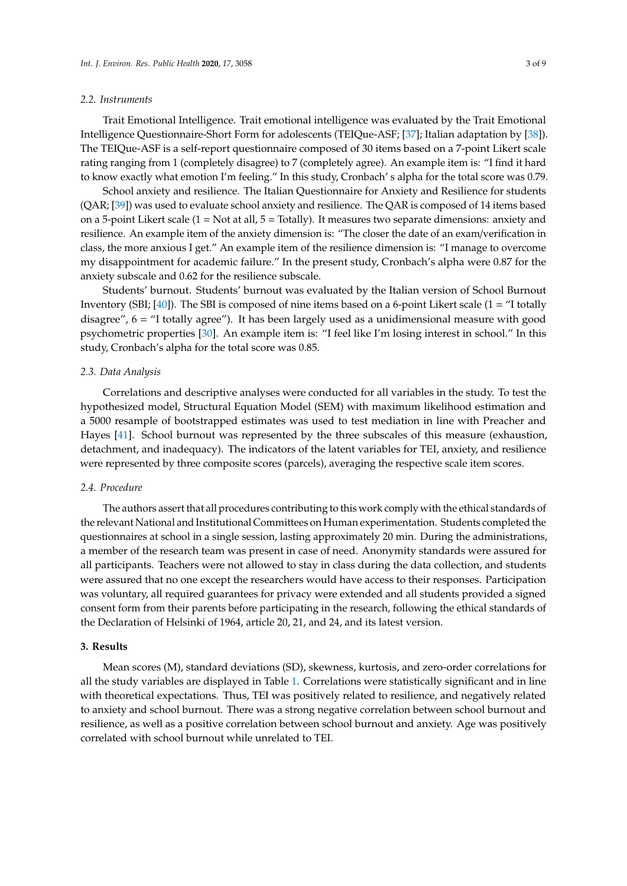### 2.2. Instruments

Trait Emotional Intelligence. Trait emotional intelligence was evaluated by the Trait Emotional Intelligence Questionnaire-Short Form for adolescents (TEIQue-ASF; [37]; Italian adaptation by [38]). The TEIQue-ASF is a self-report questionnaire composed of 30 items based on a 7-point Likert scale rating ranging from 1 (completely disagree) to 7 (completely agree). An example item is: "I find it hard to know exactly what emotion I'm feeling." In this study, Cronbach' s alpha for the total score was 0.79.

School anxiety and resilience. The Italian Questionnaire for Anxiety and Resilience for students (QAR; [39]) was used to evaluate school anxiety and resilience. The QAR is composed of 14 items based on a 5-point Likert scale (1 = Not at all, 5 = Totally). It measures two separate dimensions: anxiety and resilience. An example item of the anxiety dimension is: "The closer the date of an exam/verification in class, the more anxious I get." An example item of the resilience dimension is: "I manage to overcome my disappointment for academic failure." In the present study, Cronbach's alpha were 0.87 for the anxiety subscale and 0.62 for the resilience subscale.

Students' burnout. Students' burnout was evaluated by the Italian version of School Burnout Inventory (SBI; [40]). The SBI is composed of nine items based on a 6-point Likert scale (1 = "I totally disagree", 6 = "I totally agree"). It has been largely used as a unidimensional measure with good psychometric properties [30]. An example item is: "I feel like I'm losing interest in school." In this study, Cronbach's alpha for the total score was 0.85.

### 2.3. Data Analysis

Correlations and descriptive analyses were conducted for all variables in the study. To test the hypothesized model, Structural Equation Model (SEM) with maximum likelihood estimation and a 5000 resample of bootstrapped estimates was used to test mediation in line with Preacher and Hayes [41]. School burnout was represented by the three subscales of this measure (exhaustion, detachment, and inadequacy). The indicators of the latent variables for TEI, anxiety, and resilience were represented by three composite scores (parcels), averaging the respective scale item scores.

### 2.4. Procedure

The authors assert that all procedures contributing to this work comply with the ethical standards of the relevant National and Institutional Committees on Human experimentation. Students completed the questionnaires at school in a single session, lasting approximately 20 min. During the administrations, a member of the research team was present in case of need. Anonymity standards were assured for all participants. Teachers were not allowed to stay in class during the data collection, and students were assured that no one except the researchers would have access to their responses. Participation was voluntary, all required guarantees for privacy were extended and all students provided a signed consent form from their parents before participating in the research, following the ethical standards of the Declaration of Helsinki of 1964, article 20, 21, and 24, and its latest version.

## 3. Results

Mean scores (M), standard deviations (SD), skewness, kurtosis, and zero-order correlations for all the study variables are displayed in Table 1. Correlations were statistically significant and in line with theoretical expectations. Thus, TEI was positively related to resilience, and negatively related to anxiety and school burnout. There was a strong negative correlation between school burnout and resilience, as well as a positive correlation between school burnout and anxiety. Age was positively correlated with school burnout while unrelated to TEI.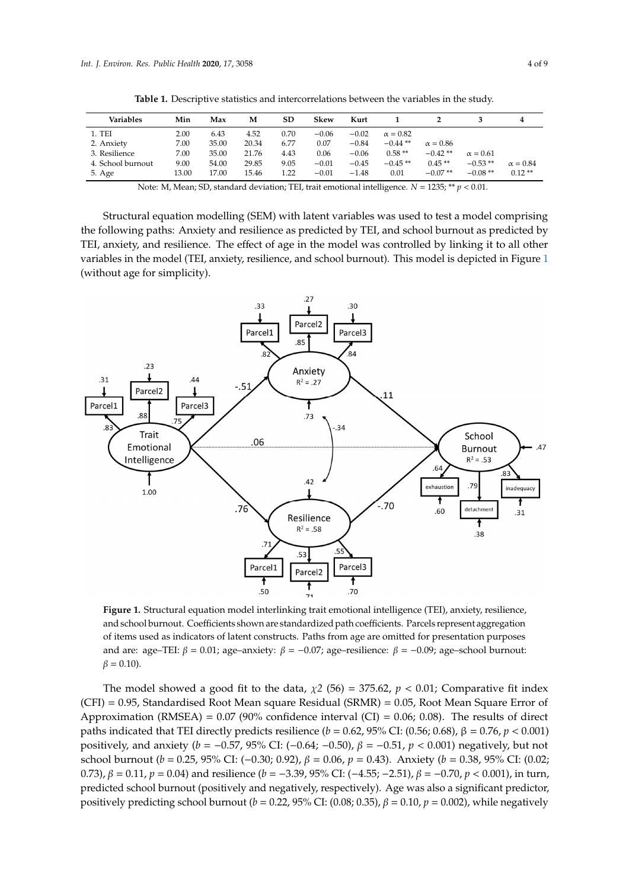**Table 1.** Descriptive statistics and intercorrelations between the variables in the study.

| Variables | Min | Max | M | SD | Skew | Kurt | 1 | 2 | 3 | 4 |
|---|---|---|---|---|---|---|---|---|---|---|
| 1. TEI | 2.00 | 6.43 | 4.52 | 0.70 | −0.06 | −0.02 | α = 0.82 | | | |
| 2. Anxiety | 7.00 | 35.00 | 20.34 | 6.77 | 0.07 | −0.84 | −0.44 ** | α = 0.86 | | |
| 3. Resilience | 7.00 | 35.00 | 21.76 | 4.43 | 0.06 | −0.06 | 0.58 ** | −0.42 ** | α = 0.61 | |
| 4. School burnout | 9.00 | 54.00 | 29.85 | 9.05 | −0.01 | −0.45 | −0.45 ** | 0.45 ** | −0.53 ** | α = 0.84 |
| 5. Age | 13.00 | 17.00 | 15.46 | 1.22 | −0.01 | −1.48 | 0.01 | −0.07 ** | −0.08 ** | 0.12 ** |

Note: M, Mean; SD, standard deviation; TEI, trait emotional intelligence. $N = 1235$; ** $p < 0.01$.

Structural equation modelling (SEM) with latent variables was used to test a model comprising the following paths: Anxiety and resilience as predicted by TEI, and school burnout as predicted by TEI, anxiety, and resilience. The effect of age in the model was controlled by linking it to all other variables in the model (TEI, anxiety, resilience, and school burnout). This model is depicted in Figure 1 (without age for simplicity).

**Figure 1.** Structural equation model interlinking trait emotional intelligence (TEI), anxiety, resilience, and school burnout. Coefficients shown are standardized path coefficients. Parcels represent aggregation of items used as indicators of latent constructs. Paths from age are omitted for presentation purposes and are: age–TEI: $\beta = 0.01$; age–anxiety: $\beta = -0.07$; age–resilience: $\beta = -0.09$; age–school burnout: $\beta = 0.10$).

The model showed a good fit to the data, $\chi 2$ (56) = 375.62, $p < 0.01$; Comparative fit index (CFI) = 0.95, Standardised Root Mean square Residual (SRMR) = 0.05, Root Mean Square Error of Approximation (RMSEA) = 0.07 (90% confidence interval (CI) = 0.06; 0.08). The results of direct paths indicated that TEI directly predicts resilience ($b = 0.62$, 95% CI: (0.56; 0.68), $\beta = 0.76$, $p < 0.001$) positively, and anxiety ($b = -0.57$, 95% CI: (−0.64; −0.50), $\beta = -0.51$, $p < 0.001$) negatively, but not school burnout ($b = 0.25$, 95% CI: (−0.30; 0.92), $\beta = 0.06$, $p = 0.43$). Anxiety ($b = 0.38$, 95% CI: (0.02; 0.73), $\beta = 0.11$, $p = 0.04$) and resilience ($b = -3.39$, 95% CI: (−4.55; −2.51), $\beta = -0.70$, $p < 0.001$), in turn, predicted school burnout (positively and negatively, respectively). Age was also a significant predictor, positively predicting school burnout ($b = 0.22$, 95% CI: (0.08; 0.35), $\beta = 0.10$, $p = 0.002$), while negatively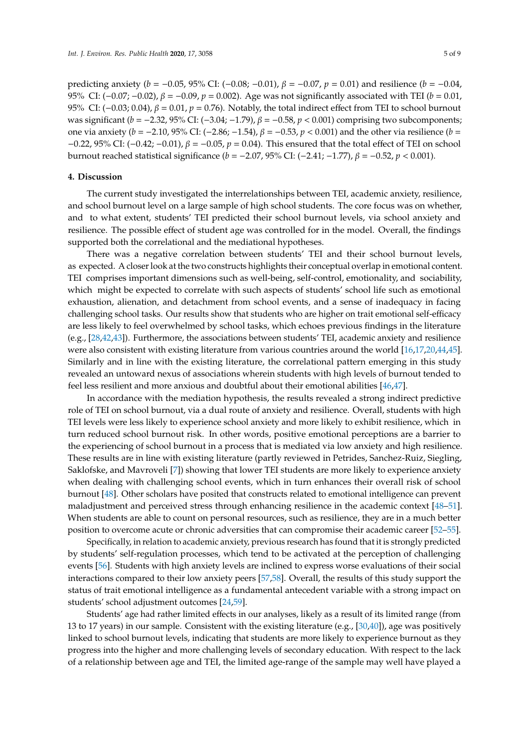predicting anxiety ($b = -0.05$, 95% CI: ($-0.08$; $-0.01$), $\beta = -0.07$, $p = 0.01$) and resilience ($b = -0.04$, 95% CI: ($-0.07$; $-0.02$), $\beta = -0.09$, $p = 0.002$). Age was not significantly associated with TEI ($b = 0.01$, 95% CI: ($-0.03$; 0.04), $\beta = 0.01$, $p = 0.76$). Notably, the total indirect effect from TEI to school burnout was significant ($b = -2.32$, 95% CI: ($-3.04$; $-1.79$), $\beta = -0.58$, $p < 0.001$) comprising two subcomponents; one via anxiety ($b = -2.10$, 95% CI: ($-2.86$; $-1.54$), $\beta = -0.53$, $p < 0.001$) and the other via resilience ($b = -0.22$, 95% CI: ($-0.42$; $-0.01$), $\beta = -0.05$, $p = 0.04$). This ensured that the total effect of TEI on school burnout reached statistical significance ($b = -2.07$, 95% CI: ($-2.41$; $-1.77$), $\beta = -0.52$, $p < 0.001$).

## 4. Discussion

The current study investigated the interrelationships between TEI, academic anxiety, resilience, and school burnout level on a large sample of high school students. The core focus was on whether, and to what extent, students' TEI predicted their school burnout levels, via school anxiety and resilience. The possible effect of student age was controlled for in the model. Overall, the findings supported both the correlational and the mediational hypotheses.

There was a negative correlation between students' TEI and their school burnout levels, as expected. A closer look at the two constructs highlights their conceptual overlap in emotional content. TEI comprises important dimensions such as well-being, self-control, emotionality, and sociability, which might be expected to correlate with such aspects of students' school life such as emotional exhaustion, alienation, and detachment from school events, and a sense of inadequacy in facing challenging school tasks. Our results show that students who are higher on trait emotional self-efficacy are less likely to feel overwhelmed by school tasks, which echoes previous findings in the literature (e.g., [28,42,43]). Furthermore, the associations between students' TEI, academic anxiety and resilience were also consistent with existing literature from various countries around the world [16,17,20,44,45]. Similarly and in line with the existing literature, the correlational pattern emerging in this study revealed an untoward nexus of associations wherein students with high levels of burnout tended to feel less resilient and more anxious and doubtful about their emotional abilities [46,47].

In accordance with the mediation hypothesis, the results revealed a strong indirect predictive role of TEI on school burnout, via a dual route of anxiety and resilience. Overall, students with high TEI levels were less likely to experience school anxiety and more likely to exhibit resilience, which in turn reduced school burnout risk. In other words, positive emotional perceptions are a barrier to the experiencing of school burnout in a process that is mediated via low anxiety and high resilience. These results are in line with existing literature (partly reviewed in Petrides, Sanchez-Ruiz, Siegling, Saklofske, and Mavroveli [7]) showing that lower TEI students are more likely to experience anxiety when dealing with challenging school events, which in turn enhances their overall risk of school burnout [48]. Other scholars have posited that constructs related to emotional intelligence can prevent maladjustment and perceived stress through enhancing resilience in the academic context [48–51]. When students are able to count on personal resources, such as resilience, they are in a much better position to overcome acute or chronic adversities that can compromise their academic career [52–55].

Specifically, in relation to academic anxiety, previous research has found that it is strongly predicted by students' self-regulation processes, which tend to be activated at the perception of challenging events [56]. Students with high anxiety levels are inclined to express worse evaluations of their social interactions compared to their low anxiety peers [57,58]. Overall, the results of this study support the status of trait emotional intelligence as a fundamental antecedent variable with a strong impact on students' school adjustment outcomes [24,59].

Students' age had rather limited effects in our analyses, likely as a result of its limited range (from 13 to 17 years) in our sample. Consistent with the existing literature (e.g., [30,40]), age was positively linked to school burnout levels, indicating that students are more likely to experience burnout as they progress into the higher and more challenging levels of secondary education. With respect to the lack of a relationship between age and TEI, the limited age-range of the sample may well have played a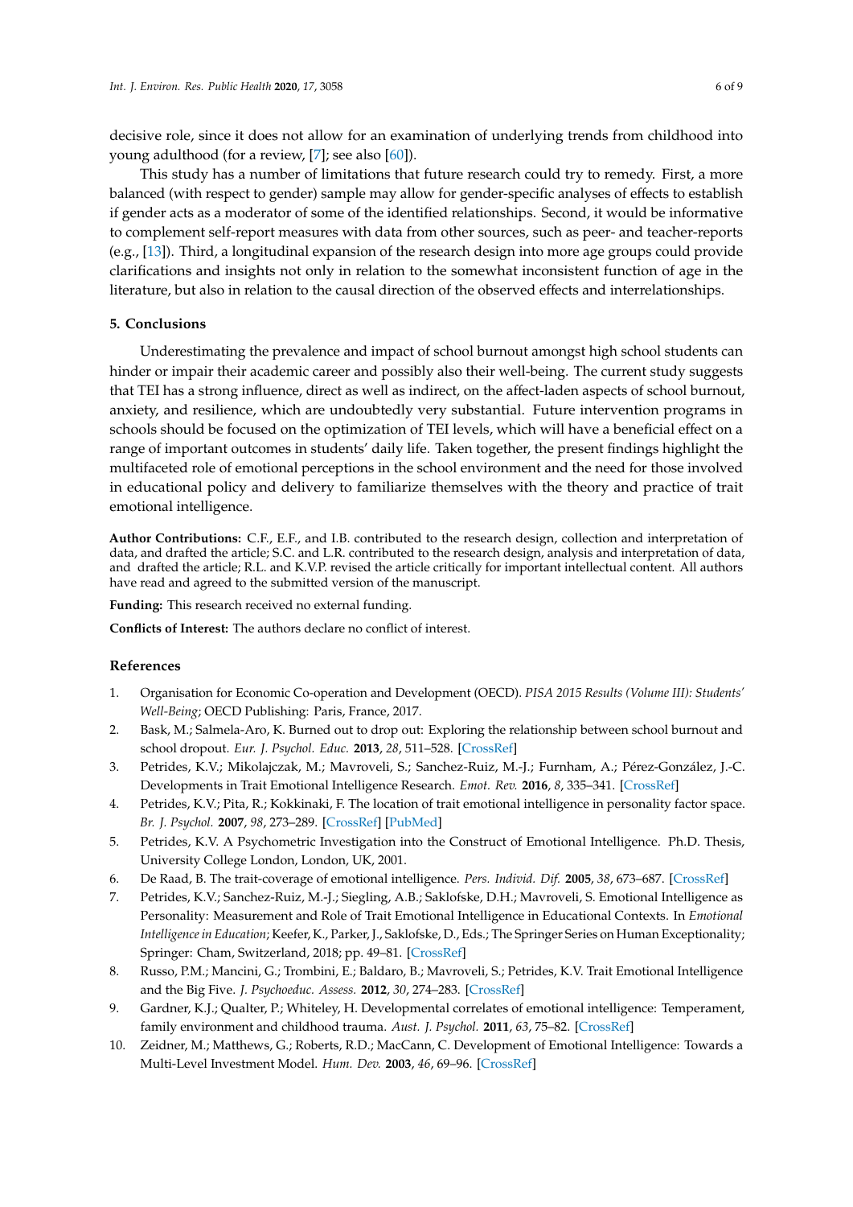decisive role, since it does not allow for an examination of underlying trends from childhood into young adulthood (for a review, [7]; see also [60]).

This study has a number of limitations that future research could try to remedy. First, a more balanced (with respect to gender) sample may allow for gender-specific analyses of effects to establish if gender acts as a moderator of some of the identified relationships. Second, it would be informative to complement self-report measures with data from other sources, such as peer- and teacher-reports (e.g., [13]). Third, a longitudinal expansion of the research design into more age groups could provide clarifications and insights not only in relation to the somewhat inconsistent function of age in the literature, but also in relation to the causal direction of the observed effects and interrelationships.

## 5. Conclusions

Underestimating the prevalence and impact of school burnout amongst high school students can hinder or impair their academic career and possibly also their well-being. The current study suggests that TEI has a strong influence, direct as well as indirect, on the affect-laden aspects of school burnout, anxiety, and resilience, which are undoubtedly very substantial. Future intervention programs in schools should be focused on the optimization of TEI levels, which will have a beneficial effect on a range of important outcomes in students' daily life. Taken together, the present findings highlight the multifaceted role of emotional perceptions in the school environment and the need for those involved in educational policy and delivery to familiarize themselves with the theory and practice of trait emotional intelligence.

**Author Contributions:** C.F., E.F., and I.B. contributed to the research design, collection and interpretation of data, and drafted the article; S.C. and L.R. contributed to the research design, analysis and interpretation of data, and drafted the article; R.L. and K.V.P. revised the article critically for important intellectual content. All authors have read and agreed to the submitted version of the manuscript.

**Funding:** This research received no external funding.

**Conflicts of Interest:** The authors declare no conflict of interest.

## References

1. Organisation for Economic Co-operation and Development (OECD). *PISA 2015 Results (Volume III): Students' Well-Being*; OECD Publishing: Paris, France, 2017.
2. Bask, M.; Salmela-Aro, K. Burned out to drop out: Exploring the relationship between school burnout and school dropout. *Eur. J. Psychol. Educ.* **2013**, *28*, 511–528. [CrossRef]
3. Petrides, K.V.; Mikolajczak, M.; Mavroveli, S.; Sanchez-Ruiz, M.-J.; Furnham, A.; Pérez-González, J.-C. Developments in Trait Emotional Intelligence Research. *Emot. Rev.* **2016**, *8*, 335–341. [CrossRef]
4. Petrides, K.V.; Pita, R.; Kokkinaki, F. The location of trait emotional intelligence in personality factor space. *Br. J. Psychol.* **2007**, *98*, 273–289. [CrossRef] [PubMed]
5. Petrides, K.V. A Psychometric Investigation into the Construct of Emotional Intelligence. Ph.D. Thesis, University College London, London, UK, 2001.
6. De Raad, B. The trait-coverage of emotional intelligence. *Pers. Individ. Dif.* **2005**, *38*, 673–687. [CrossRef]
7. Petrides, K.V.; Sanchez-Ruiz, M.-J.; Siegling, A.B.; Saklofske, D.H.; Mavroveli, S. Emotional Intelligence as Personality: Measurement and Role of Trait Emotional Intelligence in Educational Contexts. In *Emotional Intelligence in Education*; Keefer, K., Parker, J., Saklofske, D., Eds.; The Springer Series on Human Exceptionality; Springer: Cham, Switzerland, 2018; pp. 49–81. [CrossRef]
8. Russo, P.M.; Mancini, G.; Trombini, E.; Baldaro, B.; Mavroveli, S.; Petrides, K.V. Trait Emotional Intelligence and the Big Five. *J. Psychoeduc. Assess.* **2012**, *30*, 274–283. [CrossRef]
9. Gardner, K.J.; Qualter, P.; Whiteley, H. Developmental correlates of emotional intelligence: Temperament, family environment and childhood trauma. *Aust. J. Psychol.* **2011**, *63*, 75–82. [CrossRef]
10. Zeidner, M.; Matthews, G.; Roberts, R.D.; MacCann, C. Development of Emotional Intelligence: Towards a Multi-Level Investment Model. *Hum. Dev.* **2003**, *46*, 69–96. [CrossRef]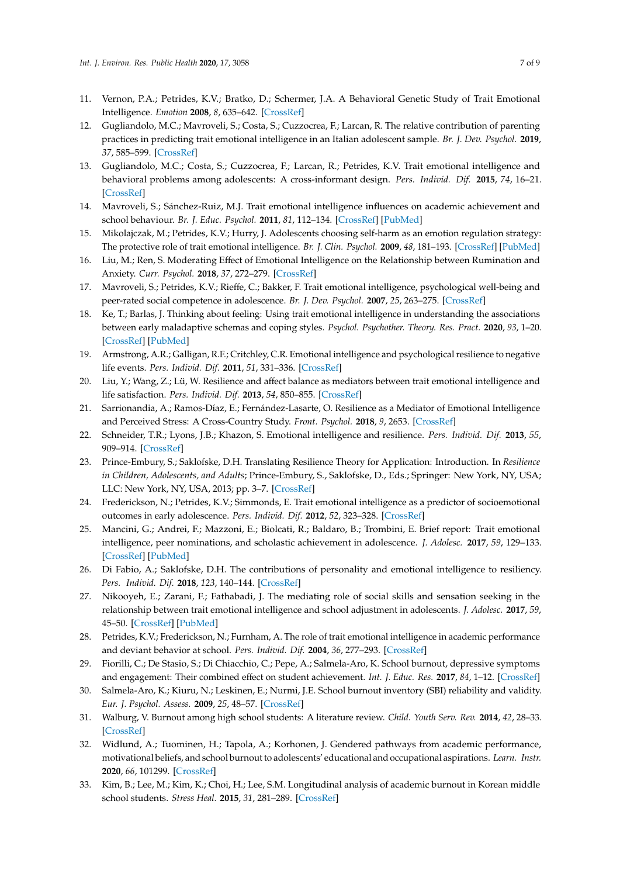11. Vernon, P.A.; Petrides, K.V.; Bratko, D.; Schermer, J.A. A Behavioral Genetic Study of Trait Emotional Intelligence. *Emotion* **2008**, *8*, 635–642. [CrossRef]
12. Gugliandolo, M.C.; Mavroveli, S.; Costa, S.; Cuzzocrea, F.; Larcan, R. The relative contribution of parenting practices in predicting trait emotional intelligence in an Italian adolescent sample. *Br. J. Dev. Psychol.* **2019**, *37*, 585–599. [CrossRef]
13. Gugliandolo, M.C.; Costa, S.; Cuzzocrea, F.; Larcan, R.; Petrides, K.V. Trait emotional intelligence and behavioral problems among adolescents: A cross-informant design. *Pers. Individ. Dif.* **2015**, *74*, 16–21. [CrossRef]
14. Mavroveli, S.; Sánchez-Ruiz, M.J. Trait emotional intelligence influences on academic achievement and school behaviour. *Br. J. Educ. Psychol.* **2011**, *81*, 112–134. [CrossRef] [PubMed]
15. Mikolajczak, M.; Petrides, K.V.; Hurry, J. Adolescents choosing self-harm as an emotion regulation strategy: The protective role of trait emotional intelligence. *Br. J. Clin. Psychol.* **2009**, *48*, 181–193. [CrossRef] [PubMed]
16. Liu, M.; Ren, S. Moderating Effect of Emotional Intelligence on the Relationship between Rumination and Anxiety. *Curr. Psychol.* **2018**, *37*, 272–279. [CrossRef]
17. Mavroveli, S.; Petrides, K.V.; Rieffe, C.; Bakker, F. Trait emotional intelligence, psychological well-being and peer-rated social competence in adolescence. *Br. J. Dev. Psychol.* **2007**, *25*, 263–275. [CrossRef]
18. Ke, T.; Barlas, J. Thinking about feeling: Using trait emotional intelligence in understanding the associations between early maladaptive schemas and coping styles. *Psychol. Psychother. Theory. Res. Pract.* **2020**, *93*, 1–20. [CrossRef] [PubMed]
19. Armstrong, A.R.; Galligan, R.F.; Critchley, C.R. Emotional intelligence and psychological resilience to negative life events. *Pers. Individ. Dif.* **2011**, *51*, 331–336. [CrossRef]
20. Liu, Y.; Wang, Z.; Lü, W. Resilience and affect balance as mediators between trait emotional intelligence and life satisfaction. *Pers. Individ. Dif.* **2013**, *54*, 850–855. [CrossRef]
21. Sarrionandia, A.; Ramos-Díaz, E.; Fernández-Lasarte, O. Resilience as a Mediator of Emotional Intelligence and Perceived Stress: A Cross-Country Study. *Front. Psychol.* **2018**, *9*, 2653. [CrossRef]
22. Schneider, T.R.; Lyons, J.B.; Khazon, S. Emotional intelligence and resilience. *Pers. Individ. Dif.* **2013**, *55*, 909–914. [CrossRef]
23. Prince-Embury, S.; Saklofske, D.H. Translating Resilience Theory for Application: Introduction. In *Resilience in Children, Adolescents, and Adults*; Prince-Embury, S., Saklofske, D., Eds.; Springer: New York, NY, USA; LLC: New York, NY, USA, 2013; pp. 3–7. [CrossRef]
24. Frederickson, N.; Petrides, K.V.; Simmonds, E. Trait emotional intelligence as a predictor of socioemotional outcomes in early adolescence. *Pers. Individ. Dif.* **2012**, *52*, 323–328. [CrossRef]
25. Mancini, G.; Andrei, F.; Mazzoni, E.; Biolcati, R.; Baldaro, B.; Trombini, E. Brief report: Trait emotional intelligence, peer nominations, and scholastic achievement in adolescence. *J. Adolesc.* **2017**, *59*, 129–133. [CrossRef] [PubMed]
26. Di Fabio, A.; Saklofske, D.H. The contributions of personality and emotional intelligence to resiliency. *Pers. Individ. Dif.* **2018**, *123*, 140–144. [CrossRef]
27. Nikooyeh, E.; Zarani, F.; Fathabadi, J. The mediating role of social skills and sensation seeking in the relationship between trait emotional intelligence and school adjustment in adolescents. *J. Adolesc.* **2017**, *59*, 45–50. [CrossRef] [PubMed]
28. Petrides, K.V.; Frederickson, N.; Furnham, A. The role of trait emotional intelligence in academic performance and deviant behavior at school. *Pers. Individ. Dif.* **2004**, *36*, 277–293. [CrossRef]
29. Fiorilli, C.; De Stasio, S.; Di Chiacchio, C.; Pepe, A.; Salmela-Aro, K. School burnout, depressive symptoms and engagement: Their combined effect on student achievement. *Int. J. Educ. Res.* **2017**, *84*, 1–12. [CrossRef]
30. Salmela-Aro, K.; Kiuru, N.; Leskinen, E.; Nurmi, J.E. School burnout inventory (SBI) reliability and validity. *Eur. J. Psychol. Assess.* **2009**, *25*, 48–57. [CrossRef]
31. Walburg, V. Burnout among high school students: A literature review. *Child. Youth Serv. Rev.* **2014**, *42*, 28–33. [CrossRef]
32. Widlund, A.; Tuominen, H.; Tapola, A.; Korhonen, J. Gendered pathways from academic performance, motivational beliefs, and school burnout to adolescents' educational and occupational aspirations. *Learn. Instr.* **2020**, *66*, 101299. [CrossRef]
33. Kim, B.; Lee, M.; Kim, K.; Choi, H.; Lee, S.M. Longitudinal analysis of academic burnout in Korean middle school students. *Stress Heal.* **2015**, *31*, 281–289. [CrossRef]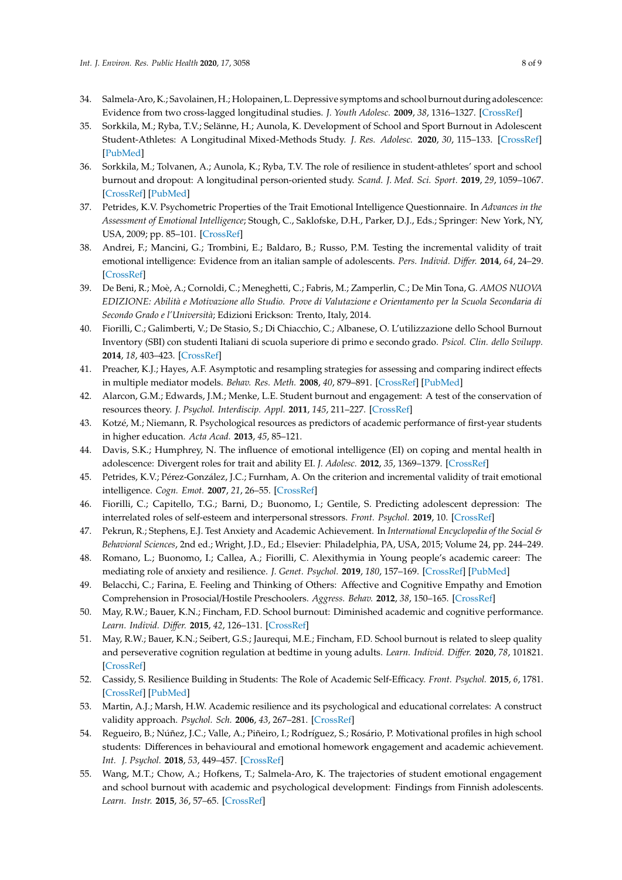34. Salmela-Aro, K.; Savolainen, H.; Holopainen, L. Depressive symptoms and school burnout during adolescence: Evidence from two cross-lagged longitudinal studies. *J. Youth Adolesc.* **2009**, *38*, 1316–1327. [CrossRef]
35. Sorkkila, M.; Ryba, T.V.; Selänne, H.; Aunola, K. Development of School and Sport Burnout in Adolescent Student-Athletes: A Longitudinal Mixed-Methods Study. *J. Res. Adolesc.* **2020**, *30*, 115–133. [CrossRef] [PubMed]
36. Sorkkila, M.; Tolvanen, A.; Aunola, K.; Ryba, T.V. The role of resilience in student-athletes' sport and school burnout and dropout: A longitudinal person-oriented study. *Scand. J. Med. Sci. Sport.* **2019**, *29*, 1059–1067. [CrossRef] [PubMed]
37. Petrides, K.V. Psychometric Properties of the Trait Emotional Intelligence Questionnaire. In *Advances in the Assessment of Emotional Intelligence*; Stough, C., Saklofske, D.H., Parker, D.J., Eds.; Springer: New York, NY, USA, 2009; pp. 85–101. [CrossRef]
38. Andrei, F.; Mancini, G.; Trombini, E.; Baldaro, B.; Russo, P.M. Testing the incremental validity of trait emotional intelligence: Evidence from an italian sample of adolescents. *Pers. Individ. Differ.* **2014**, *64*, 24–29. [CrossRef]
39. De Beni, R.; Moè, A.; Cornoldi, C.; Meneghetti, C.; Fabris, M.; Zamperlin, C.; De Min Tona, G. *AMOS NUOVA EDIZIONE: Abilità e Motivazione allo Studio. Prove di Valutazione e Orientamento per la Scuola Secondaria di Secondo Grado e l'Università*; Edizioni Erickson: Trento, Italy, 2014.
40. Fiorilli, C.; Galimberti, V.; De Stasio, S.; Di Chiacchio, C.; Albanese, O. L'utilizzazione dello School Burnout Inventory (SBI) con studenti Italiani di scuola superiore di primo e secondo grado. *Psicol. Clin. dello Svilupp.* **2014**, *18*, 403–423. [CrossRef]
41. Preacher, K.J.; Hayes, A.F. Asymptotic and resampling strategies for assessing and comparing indirect effects in multiple mediator models. *Behav. Res. Meth.* **2008**, *40*, 879–891. [CrossRef] [PubMed]
42. Alarcon, G.M.; Edwards, J.M.; Menke, L.E. Student burnout and engagement: A test of the conservation of resources theory. *J. Psychol. Interdiscip. Appl.* **2011**, *145*, 211–227. [CrossRef]
43. Kotzé, M.; Niemann, R. Psychological resources as predictors of academic performance of first-year students in higher education. *Acta Acad.* **2013**, *45*, 85–121.
44. Davis, S.K.; Humphrey, N. The influence of emotional intelligence (EI) on coping and mental health in adolescence: Divergent roles for trait and ability EI. *J. Adolesc.* **2012**, *35*, 1369–1379. [CrossRef]
45. Petrides, K.V.; Pérez-González, J.C.; Furnham, A. On the criterion and incremental validity of trait emotional intelligence. *Cogn. Emot.* **2007**, *21*, 26–55. [CrossRef]
46. Fiorilli, C.; Capitello, T.G.; Barni, D.; Buonomo, I.; Gentile, S. Predicting adolescent depression: The interrelated roles of self-esteem and interpersonal stressors. *Front. Psychol.* **2019**, 10. [CrossRef]
47. Pekrun, R.; Stephens, E.J. Test Anxiety and Academic Achievement. In *International Encyclopedia of the Social & Behavioral Sciences*, 2nd ed.; Wright, J.D., Ed.; Elsevier: Philadelphia, PA, USA, 2015; Volume 24, pp. 244–249.
48. Romano, L.; Buonomo, I.; Callea, A.; Fiorilli, C. Alexithymia in Young people's academic career: The mediating role of anxiety and resilience. *J. Genet. Psychol.* **2019**, *180*, 157–169. [CrossRef] [PubMed]
49. Belacchi, C.; Farina, E. Feeling and Thinking of Others: Affective and Cognitive Empathy and Emotion Comprehension in Prosocial/Hostile Preschoolers. *Aggress. Behav.* **2012**, *38*, 150–165. [CrossRef]
50. May, R.W.; Bauer, K.N.; Fincham, F.D. School burnout: Diminished academic and cognitive performance. *Learn. Individ. Differ.* **2015**, *42*, 126–131. [CrossRef]
51. May, R.W.; Bauer, K.N.; Seibert, G.S.; Jaurequi, M.E.; Fincham, F.D. School burnout is related to sleep quality and perseverative cognition regulation at bedtime in young adults. *Learn. Individ. Differ.* **2020**, *78*, 101821. [CrossRef]
52. Cassidy, S. Resilience Building in Students: The Role of Academic Self-Efficacy. *Front. Psychol.* **2015**, *6*, 1781. [CrossRef] [PubMed]
53. Martin, A.J.; Marsh, H.W. Academic resilience and its psychological and educational correlates: A construct validity approach. *Psychol. Sch.* **2006**, *43*, 267–281. [CrossRef]
54. Regueiro, B.; Núñez, J.C.; Valle, A.; Piñeiro, I.; Rodríguez, S.; Rosário, P. Motivational profiles in high school students: Differences in behavioural and emotional homework engagement and academic achievement. *Int. J. Psychol.* **2018**, *53*, 449–457. [CrossRef]
55. Wang, M.T.; Chow, A.; Hofkens, T.; Salmela-Aro, K. The trajectories of student emotional engagement and school burnout with academic and psychological development: Findings from Finnish adolescents. *Learn. Instr.* **2015**, *36*, 57–65. [CrossRef]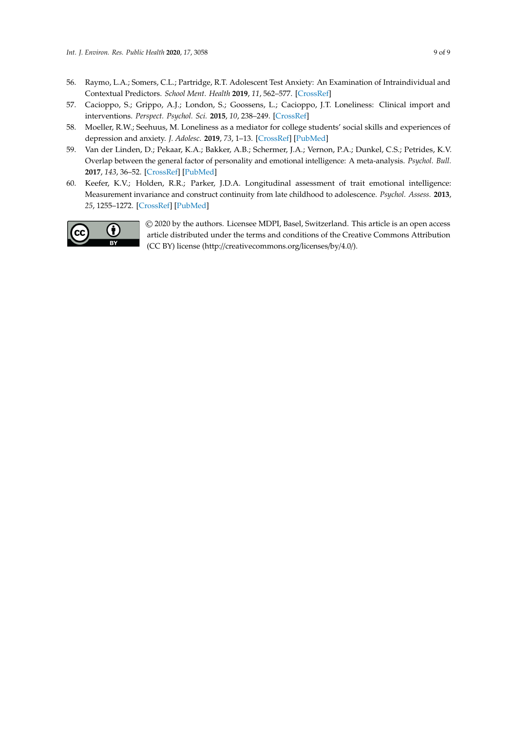56. Raymo, L.A.; Somers, C.L.; Partridge, R.T. Adolescent Test Anxiety: An Examination of Intraindividual and Contextual Predictors. *School Ment. Health* **2019**, *11*, 562–577. [CrossRef]
57. Cacioppo, S.; Grippo, A.J.; London, S.; Goossens, L.; Cacioppo, J.T. Loneliness: Clinical import and interventions. *Perspect. Psychol. Sci.* **2015**, *10*, 238–249. [CrossRef]
58. Moeller, R.W.; Seehuus, M. Loneliness as a mediator for college students' social skills and experiences of depression and anxiety. *J. Adolesc.* **2019**, *73*, 1–13. [CrossRef] [PubMed]
59. Van der Linden, D.; Pekaar, K.A.; Bakker, A.B.; Schermer, J.A.; Vernon, P.A.; Dunkel, C.S.; Petrides, K.V. Overlap between the general factor of personality and emotional intelligence: A meta-analysis. *Psychol. Bull.* **2017**, *143*, 36–52. [CrossRef] [PubMed]
60. Keefer, K.V.; Holden, R.R.; Parker, J.D.A. Longitudinal assessment of trait emotional intelligence: Measurement invariance and construct continuity from late childhood to adolescence. *Psychol. Assess.* **2013**, *25*, 1255–1272. [CrossRef] [PubMed]

© 2020 by the authors. Licensee MDPI, Basel, Switzerland. This article is an open access article distributed under the terms and conditions of the Creative Commons Attribution (CC BY) license (http://creativecommons.org/licenses/by/4.0/).